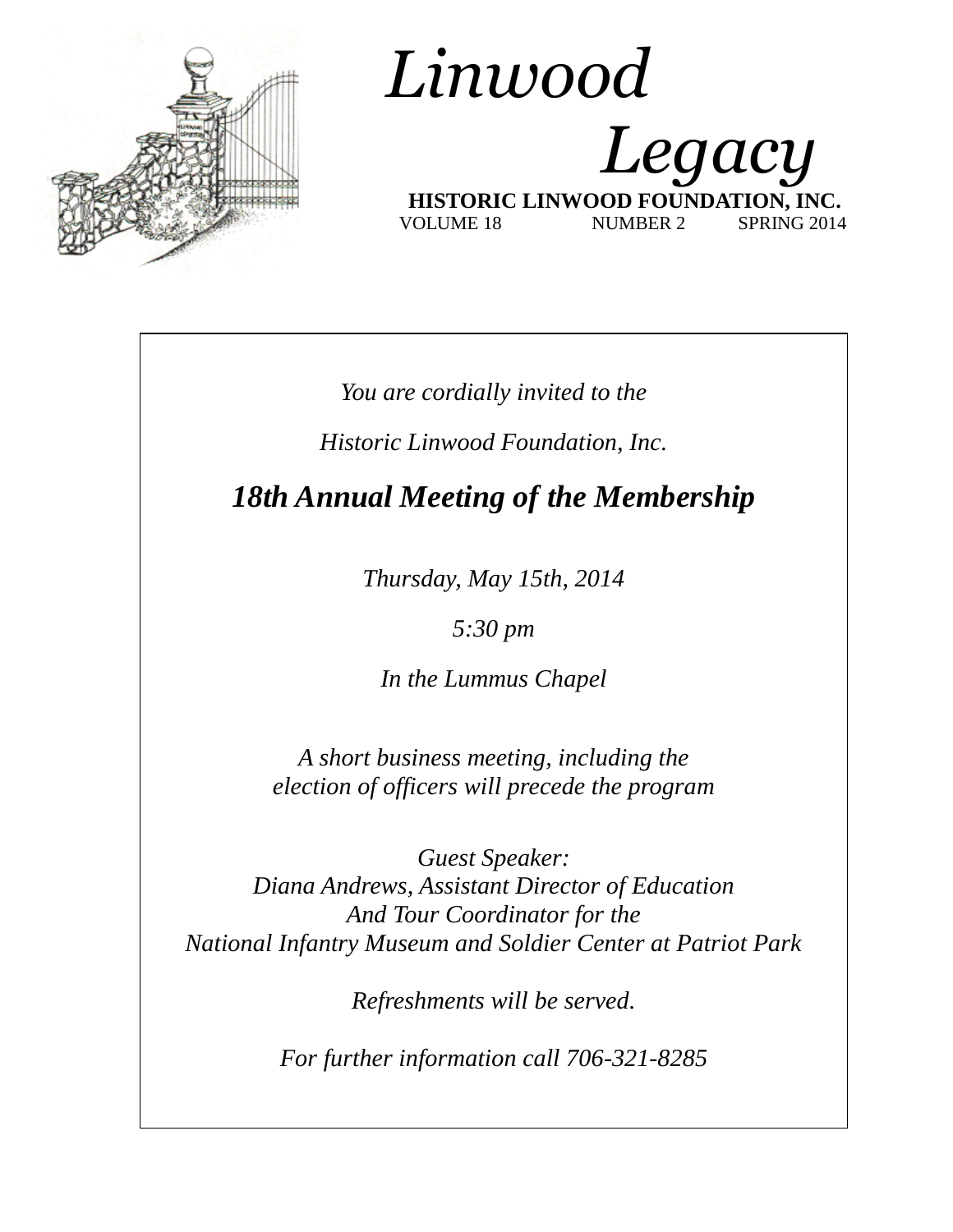# *Linwood Legacy*

**HISTORIC LINWOOD FOUNDATION, INC.**

VOLUME 18 NUMBER 2 SPRING 2014

*You are cordially invited to the*

*Historic Linwood Foundation, Inc.*

## ***18th Annual Meeting of the Membership***

*Thursday, May 15th, 2014*

*5:30 pm*

*In the Lummus Chapel*

*A short business meeting, including the election of officers will precede the program*

*Guest Speaker:*
*Diana Andrews, Assistant Director of Education*
*And Tour Coordinator for the*
*National Infantry Museum and Soldier Center at Patriot Park*

*Refreshments will be served.*

*For further information call 706-321-8285*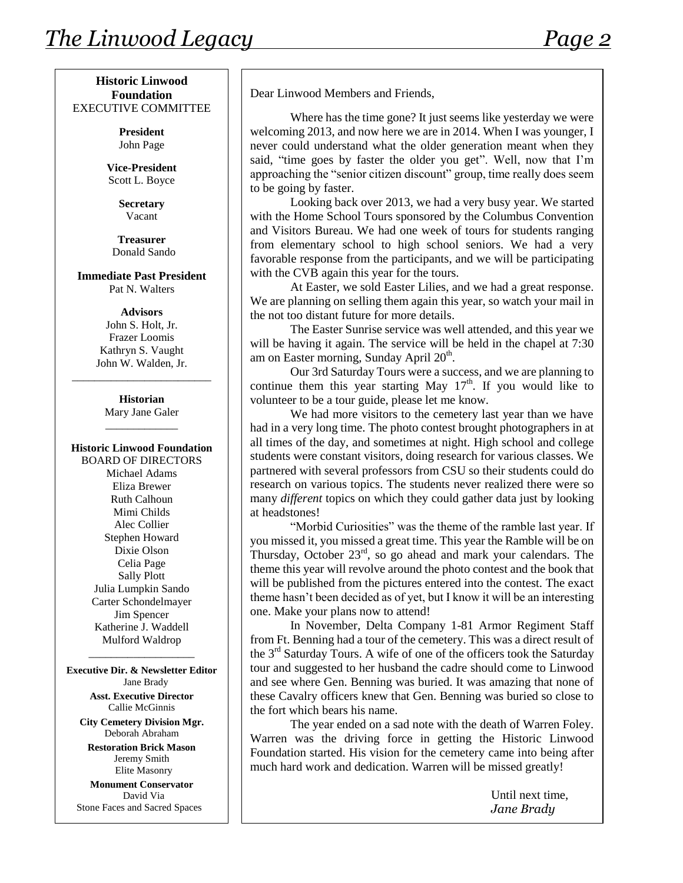**Historic Linwood Foundation**
EXECUTIVE COMMITTEE

**President**
John Page

**Vice-President**
Scott L. Boyce

**Secretary**
Vacant

**Treasurer**
Donald Sando

**Immediate Past President**
Pat N. Walters

**Advisors**
John S. Holt, Jr.
Frazer Loomis
Kathryn S. Vaught
John W. Walden, Jr.

---

**Historian**
Mary Jane Galer

---

**Historic Linwood Foundation**
BOARD OF DIRECTORS
Michael Adams
Eliza Brewer
Ruth Calhoun
Mimi Childs
Alec Collier
Stephen Howard
Dixie Olson
Celia Page
Sally Plott
Julia Lumpkin Sando
Carter Schondelmayer
Jim Spencer
Katherine J. Waddell
Mulford Waldrop

---

**Executive Dir. & Newsletter Editor**
Jane Brady

**Asst. Executive Director**
Callie McGinnis

**City Cemetery Division Mgr.**
Deborah Abraham

**Restoration Brick Mason**
Jeremy Smith
Elite Masonry

**Monument Conservator**
David Via
Stone Faces and Sacred Spaces

---

Dear Linwood Members and Friends,

Where has the time gone? It just seems like yesterday we were welcoming 2013, and now here we are in 2014. When I was younger, I never could understand what the older generation meant when they said, "time goes by faster the older you get". Well, now that I'm approaching the "senior citizen discount" group, time really does seem to be going by faster.

Looking back over 2013, we had a very busy year. We started with the Home School Tours sponsored by the Columbus Convention and Visitors Bureau. We had one week of tours for students ranging from elementary school to high school seniors. We had a very favorable response from the participants, and we will be participating with the CVB again this year for the tours.

At Easter, we sold Easter Lilies, and we had a great response. We are planning on selling them again this year, so watch your mail in the not too distant future for more details.

The Easter Sunrise service was well attended, and this year we will be having it again. The service will be held in the chapel at 7:30 am on Easter morning, Sunday April 20th.

Our 3rd Saturday Tours were a success, and we are planning to continue them this year starting May 17th. If you would like to volunteer to be a tour guide, please let me know.

We had more visitors to the cemetery last year than we have had in a very long time. The photo contest brought photographers in at all times of the day, and sometimes at night. High school and college students were constant visitors, doing research for various classes. We partnered with several professors from CSU so their students could do research on various topics. The students never realized there were so many *different* topics on which they could gather data just by looking at headstones!

"Morbid Curiosities" was the theme of the ramble last year. If you missed it, you missed a great time. This year the Ramble will be on Thursday, October 23rd, so go ahead and mark your calendars. The theme this year will revolve around the photo contest and the book that will be published from the pictures entered into the contest. The exact theme hasn't been decided as of yet, but I know it will be an interesting one. Make your plans now to attend!

In November, Delta Company 1-81 Armor Regiment Staff from Ft. Benning had a tour of the cemetery. This was a direct result of the 3rd Saturday Tours. A wife of one of the officers took the Saturday tour and suggested to her husband the cadre should come to Linwood and see where Gen. Benning was buried. It was amazing that none of these Cavalry officers knew that Gen. Benning was buried so close to the fort which bears his name.

The year ended on a sad note with the death of Warren Foley. Warren was the driving force in getting the Historic Linwood Foundation started. His vision for the cemetery came into being after much hard work and dedication. Warren will be missed greatly!

Until next time,
*Jane Brady*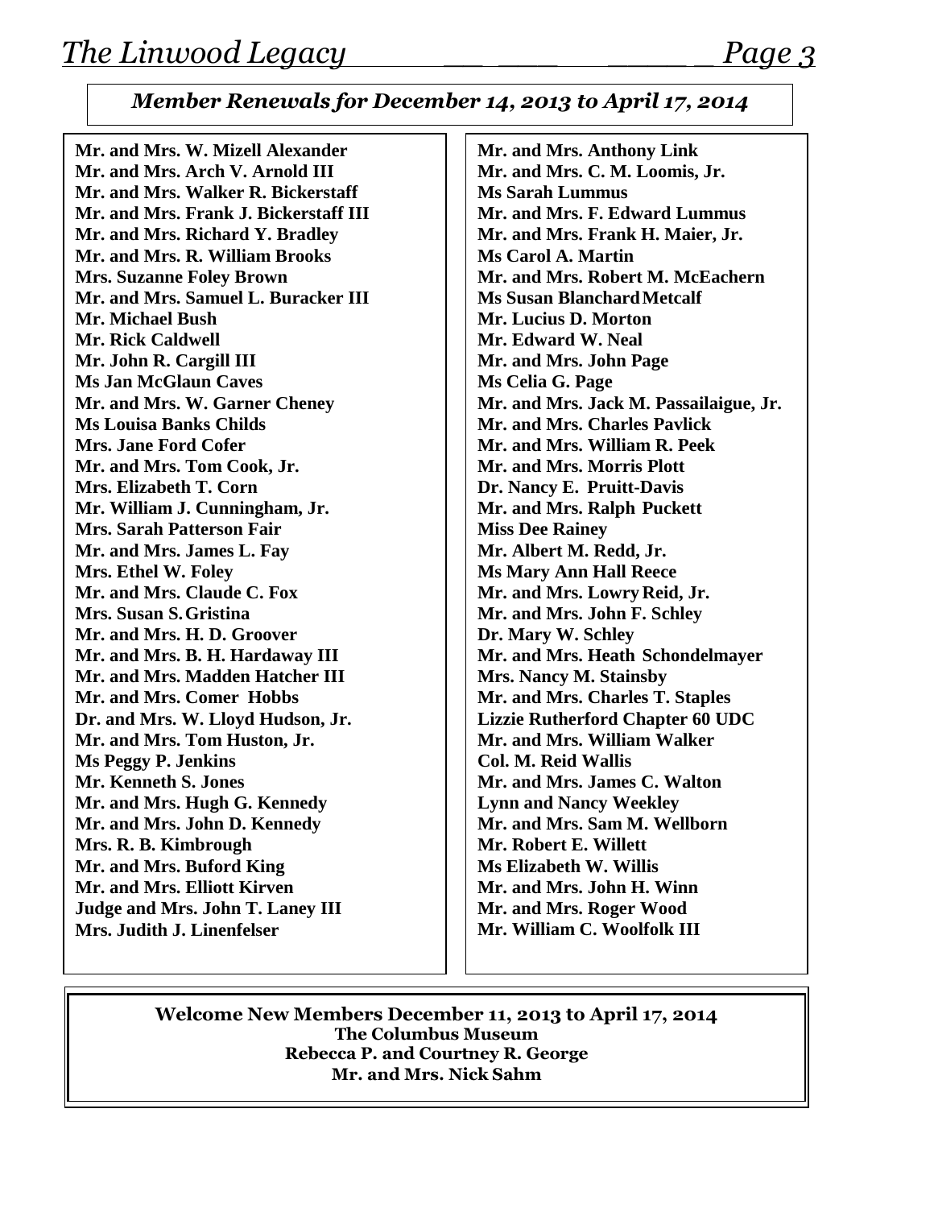## *Member Renewals for December 14, 2013 to April 17, 2014*

**Mr. and Mrs. W. Mizell Alexander**
**Mr. and Mrs. Arch V. Arnold III**
**Mr. and Mrs. Walker R. Bickerstaff**
**Mr. and Mrs. Frank J. Bickerstaff III**
**Mr. and Mrs. Richard Y. Bradley**
**Mr. and Mrs. R. William Brooks**
**Mrs. Suzanne Foley Brown**
**Mr. and Mrs. Samuel L. Buracker III**
**Mr. Michael Bush**
**Mr. Rick Caldwell**
**Mr. John R. Cargill III**
**Ms Jan McGlaun Caves**
**Mr. and Mrs. W. Garner Cheney**
**Ms Louisa Banks Childs**
**Mrs. Jane Ford Cofer**
**Mr. and Mrs. Tom Cook, Jr.**
**Mrs. Elizabeth T. Corn**
**Mr. William J. Cunningham, Jr.**
**Mrs. Sarah Patterson Fair**
**Mr. and Mrs. James L. Fay**
**Mrs. Ethel W. Foley**
**Mr. and Mrs. Claude C. Fox**
**Mrs. Susan S. Gristina**
**Mr. and Mrs. H. D. Groover**
**Mr. and Mrs. B. H. Hardaway III**
**Mr. and Mrs. Madden Hatcher III**
**Mr. and Mrs. Comer Hobbs**
**Dr. and Mrs. W. Lloyd Hudson, Jr.**
**Mr. and Mrs. Tom Huston, Jr.**
**Ms Peggy P. Jenkins**
**Mr. Kenneth S. Jones**
**Mr. and Mrs. Hugh G. Kennedy**
**Mr. and Mrs. John D. Kennedy**
**Mrs. R. B. Kimbrough**
**Mr. and Mrs. Buford King**
**Mr. and Mrs. Elliott Kirven**
**Judge and Mrs. John T. Laney III**
**Mrs. Judith J. Linenfelser**
**Mr. and Mrs. Anthony Link**
**Mr. and Mrs. C. M. Loomis, Jr.**
**Ms Sarah Lummus**
**Mr. and Mrs. F. Edward Lummus**
**Mr. and Mrs. Frank H. Maier, Jr.**
**Ms Carol A. Martin**
**Mr. and Mrs. Robert M. McEachern**
**Ms Susan Blanchard Metcalf**
**Mr. Lucius D. Morton**
**Mr. Edward W. Neal**
**Mr. and Mrs. John Page**
**Ms Celia G. Page**
**Mr. and Mrs. Jack M. Passailaigue, Jr.**
**Mr. and Mrs. Charles Pavlick**
**Mr. and Mrs. William R. Peek**
**Mr. and Mrs. Morris Plott**
**Dr. Nancy E. Pruitt-Davis**
**Mr. and Mrs. Ralph Puckett**
**Miss Dee Rainey**
**Mr. Albert M. Redd, Jr.**
**Ms Mary Ann Hall Reece**
**Mr. and Mrs. Lowry Reid, Jr.**
**Mr. and Mrs. John F. Schley**
**Dr. Mary W. Schley**
**Mr. and Mrs. Heath Schondelmayer**
**Mrs. Nancy M. Stainsby**
**Mr. and Mrs. Charles T. Staples**
**Lizzie Rutherford Chapter 60 UDC**
**Mr. and Mrs. William Walker**
**Col. M. Reid Wallis**
**Mr. and Mrs. James C. Walton**
**Lynn and Nancy Weekley**
**Mr. and Mrs. Sam M. Wellborn**
**Mr. Robert E. Willett**
**Ms Elizabeth W. Willis**
**Mr. and Mrs. John H. Winn**
**Mr. and Mrs. Roger Wood**
**Mr. William C. Woolfolk III**

## Welcome New Members December 11, 2013 to April 17, 2014

**The Columbus Museum**
**Rebecca P. and Courtney R. George**
**Mr. and Mrs. Nick Sahm**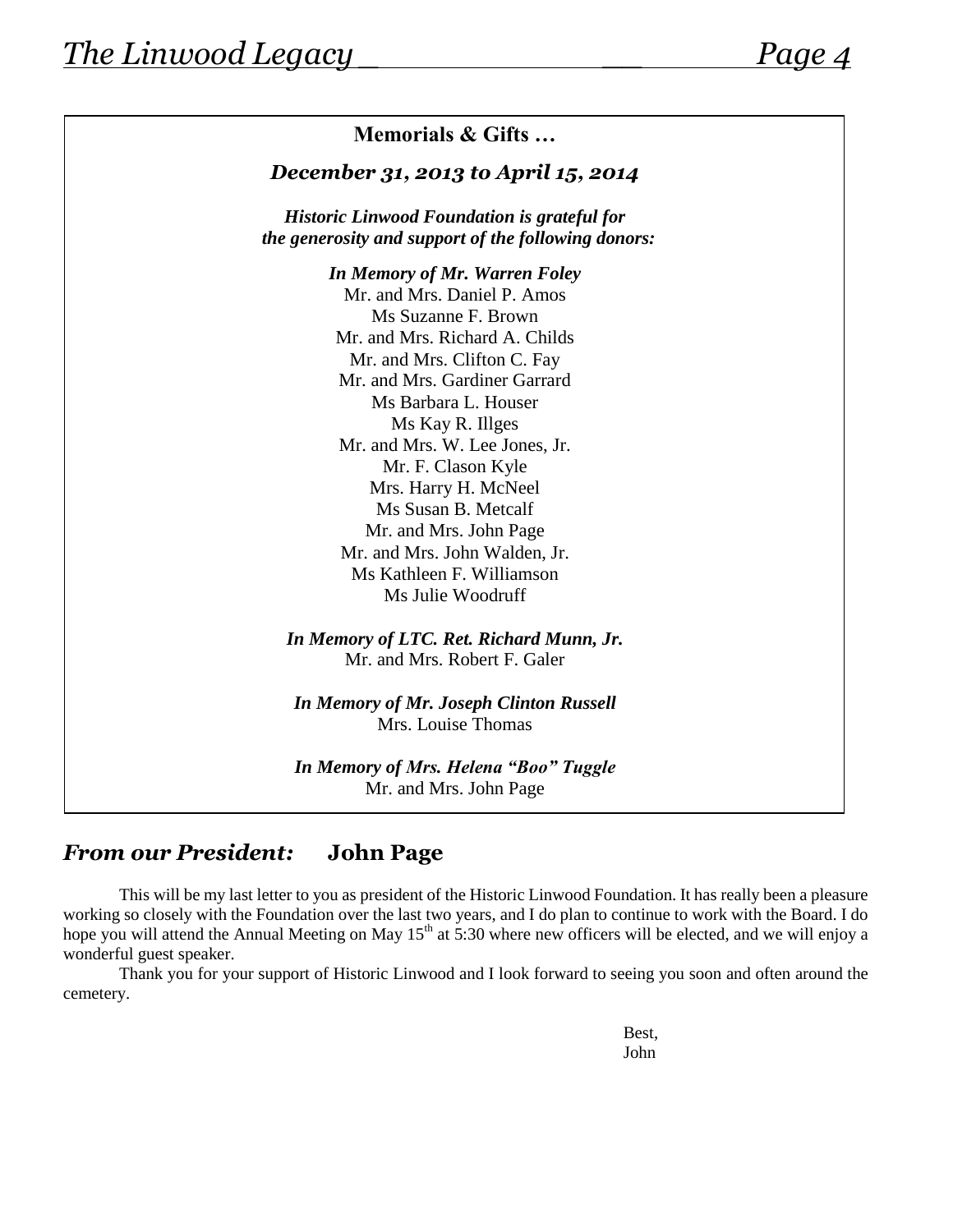## Memorials & Gifts …

### *December 31, 2013 to April 15, 2014*

***Historic Linwood Foundation is grateful for the generosity and support of the following donors:***

***In Memory of Mr. Warren Foley***

Mr. and Mrs. Daniel P. Amos
Ms Suzanne F. Brown
Mr. and Mrs. Richard A. Childs
Mr. and Mrs. Clifton C. Fay
Mr. and Mrs. Gardiner Garrard
Ms Barbara L. Houser
Ms Kay R. Illges
Mr. and Mrs. W. Lee Jones, Jr.
Mr. F. Clason Kyle
Mrs. Harry H. McNeel
Ms Susan B. Metcalf
Mr. and Mrs. John Page
Mr. and Mrs. John Walden, Jr.
Ms Kathleen F. Williamson
Ms Julie Woodruff

***In Memory of LTC. Ret. Richard Munn, Jr.***

Mr. and Mrs. Robert F. Galer

***In Memory of Mr. Joseph Clinton Russell***

Mrs. Louise Thomas

***In Memory of Mrs. Helena "Boo" Tuggle***

Mr. and Mrs. John Page

## *From our President:* John Page

This will be my last letter to you as president of the Historic Linwood Foundation. It has really been a pleasure working so closely with the Foundation over the last two years, and I do plan to continue to work with the Board. I do hope you will attend the Annual Meeting on May 15th at 5:30 where new officers will be elected, and we will enjoy a wonderful guest speaker.

Thank you for your support of Historic Linwood and I look forward to seeing you soon and often around the cemetery.

Best,
John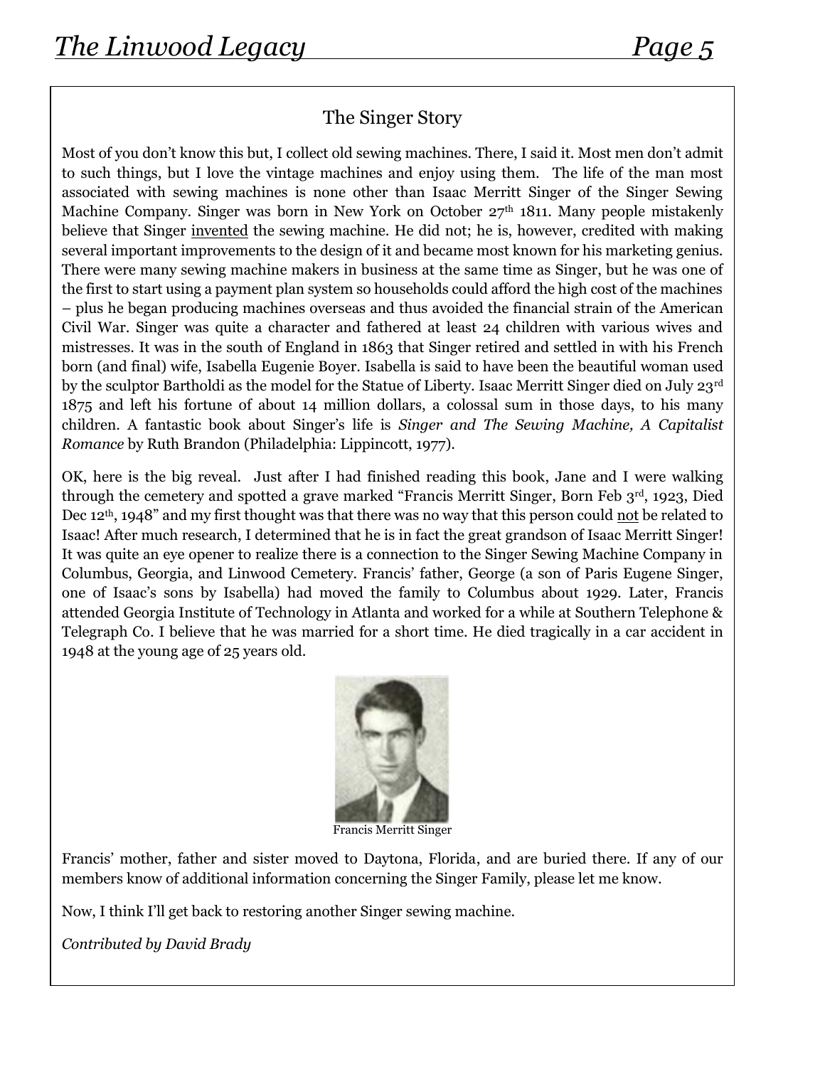## The Singer Story

Most of you don't know this but, I collect old sewing machines. There, I said it. Most men don't admit to such things, but I love the vintage machines and enjoy using them. The life of the man most associated with sewing machines is none other than Isaac Merritt Singer of the Singer Sewing Machine Company. Singer was born in New York on October 27th 1811. Many people mistakenly believe that Singer invented the sewing machine. He did not; he is, however, credited with making several important improvements to the design of it and became most known for his marketing genius. There were many sewing machine makers in business at the same time as Singer, but he was one of the first to start using a payment plan system so households could afford the high cost of the machines – plus he began producing machines overseas and thus avoided the financial strain of the American Civil War. Singer was quite a character and fathered at least 24 children with various wives and mistresses. It was in the south of England in 1863 that Singer retired and settled in with his French born (and final) wife, Isabella Eugenie Boyer. Isabella is said to have been the beautiful woman used by the sculptor Bartholdi as the model for the Statue of Liberty. Isaac Merritt Singer died on July 23rd 1875 and left his fortune of about 14 million dollars, a colossal sum in those days, to his many children. A fantastic book about Singer's life is *Singer and The Sewing Machine, A Capitalist Romance* by Ruth Brandon (Philadelphia: Lippincott, 1977).

OK, here is the big reveal. Just after I had finished reading this book, Jane and I were walking through the cemetery and spotted a grave marked "Francis Merritt Singer, Born Feb 3rd, 1923, Died Dec 12th, 1948" and my first thought was that there was no way that this person could not be related to Isaac! After much research, I determined that he is in fact the great grandson of Isaac Merritt Singer! It was quite an eye opener to realize there is a connection to the Singer Sewing Machine Company in Columbus, Georgia, and Linwood Cemetery. Francis' father, George (a son of Paris Eugene Singer, one of Isaac's sons by Isabella) had moved the family to Columbus about 1929. Later, Francis attended Georgia Institute of Technology in Atlanta and worked for a while at Southern Telephone & Telegraph Co. I believe that he was married for a short time. He died tragically in a car accident in 1948 at the young age of 25 years old.

Francis Merritt Singer

Francis' mother, father and sister moved to Daytona, Florida, and are buried there. If any of our members know of additional information concerning the Singer Family, please let me know.

Now, I think I'll get back to restoring another Singer sewing machine.

*Contributed by David Brady*